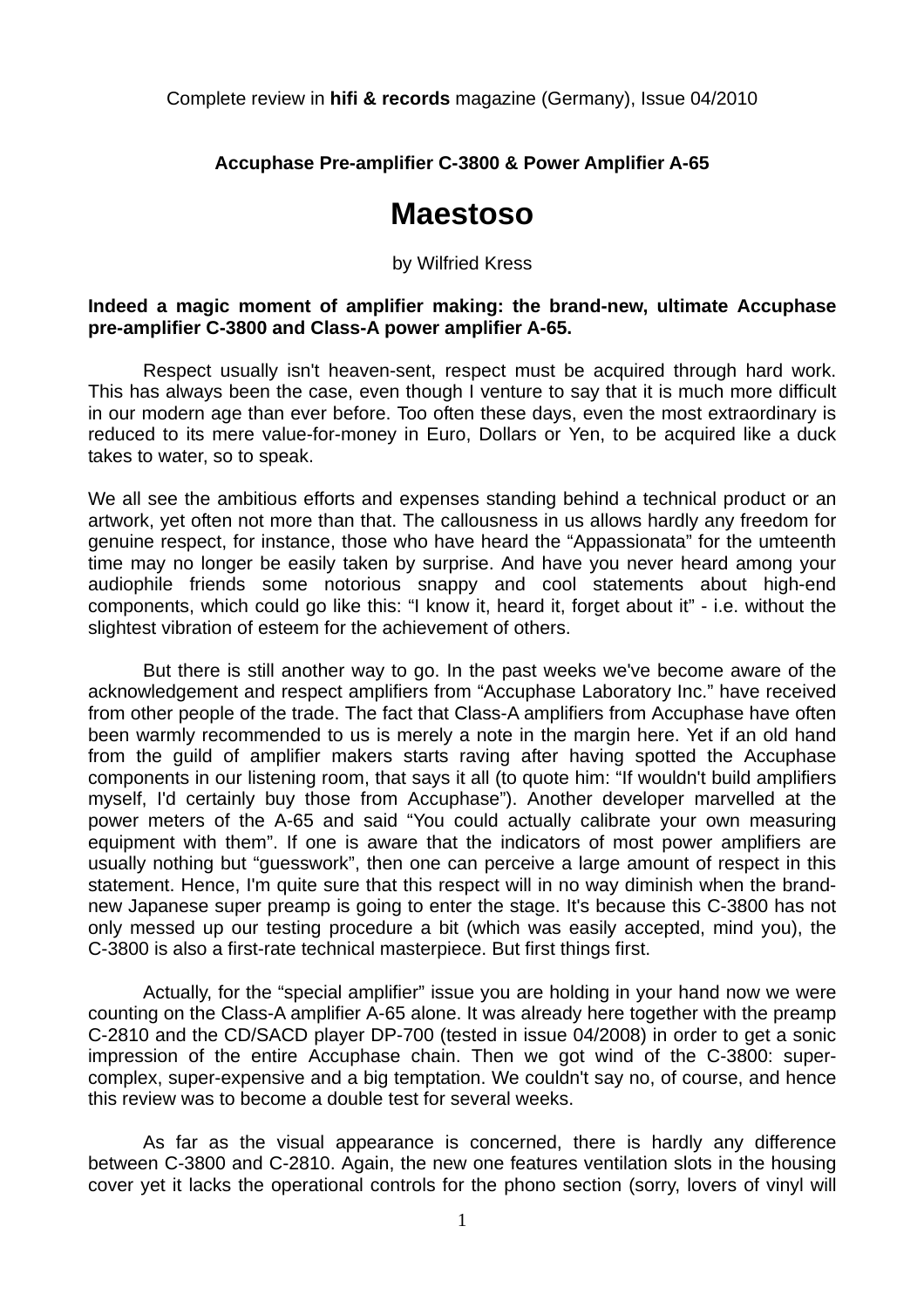Complete review in **hifi & records** magazine (Germany), Issue 04/2010

**Accuphase Pre-amplifier C-3800 & Power Amplifier A-65**

# Maestoso

by Wilfried Kress

**Indeed a magic moment of amplifier making: the brand-new, ultimate Accuphase pre-amplifier C-3800 and Class-A power amplifier A-65.**

Respect usually isn't heaven-sent, respect must be acquired through hard work. This has always been the case, even though I venture to say that it is much more difficult in our modern age than ever before. Too often these days, even the most extraordinary is reduced to its mere value-for-money in Euro, Dollars or Yen, to be acquired like a duck takes to water, so to speak.

We all see the ambitious efforts and expenses standing behind a technical product or an artwork, yet often not more than that. The callousness in us allows hardly any freedom for genuine respect, for instance, those who have heard the "Appassionata" for the umteenth time may no longer be easily taken by surprise. And have you never heard among your audiophile friends some notorious snappy and cool statements about high-end components, which could go like this: "I know it, heard it, forget about it" - i.e. without the slightest vibration of esteem for the achievement of others.

But there is still another way to go. In the past weeks we've become aware of the acknowledgement and respect amplifiers from "Accuphase Laboratory Inc." have received from other people of the trade. The fact that Class-A amplifiers from Accuphase have often been warmly recommended to us is merely a note in the margin here. Yet if an old hand from the guild of amplifier makers starts raving after having spotted the Accuphase components in our listening room, that says it all (to quote him: "If wouldn't build amplifiers myself, I'd certainly buy those from Accuphase"). Another developer marvelled at the power meters of the A-65 and said "You could actually calibrate your own measuring equipment with them". If one is aware that the indicators of most power amplifiers are usually nothing but "guesswork", then one can perceive a large amount of respect in this statement. Hence, I'm quite sure that this respect will in no way diminish when the brand-new Japanese super preamp is going to enter the stage. It's because this C-3800 has not only messed up our testing procedure a bit (which was easily accepted, mind you), the C-3800 is also a first-rate technical masterpiece. But first things first.

Actually, for the "special amplifier" issue you are holding in your hand now we were counting on the Class-A amplifier A-65 alone. It was already here together with the preamp C-2810 and the CD/SACD player DP-700 (tested in issue 04/2008) in order to get a sonic impression of the entire Accuphase chain. Then we got wind of the C-3800: super-complex, super-expensive and a big temptation. We couldn't say no, of course, and hence this review was to become a double test for several weeks.

As far as the visual appearance is concerned, there is hardly any difference between C-3800 and C-2810. Again, the new one features ventilation slots in the housing cover yet it lacks the operational controls for the phono section (sorry, lovers of vinyl will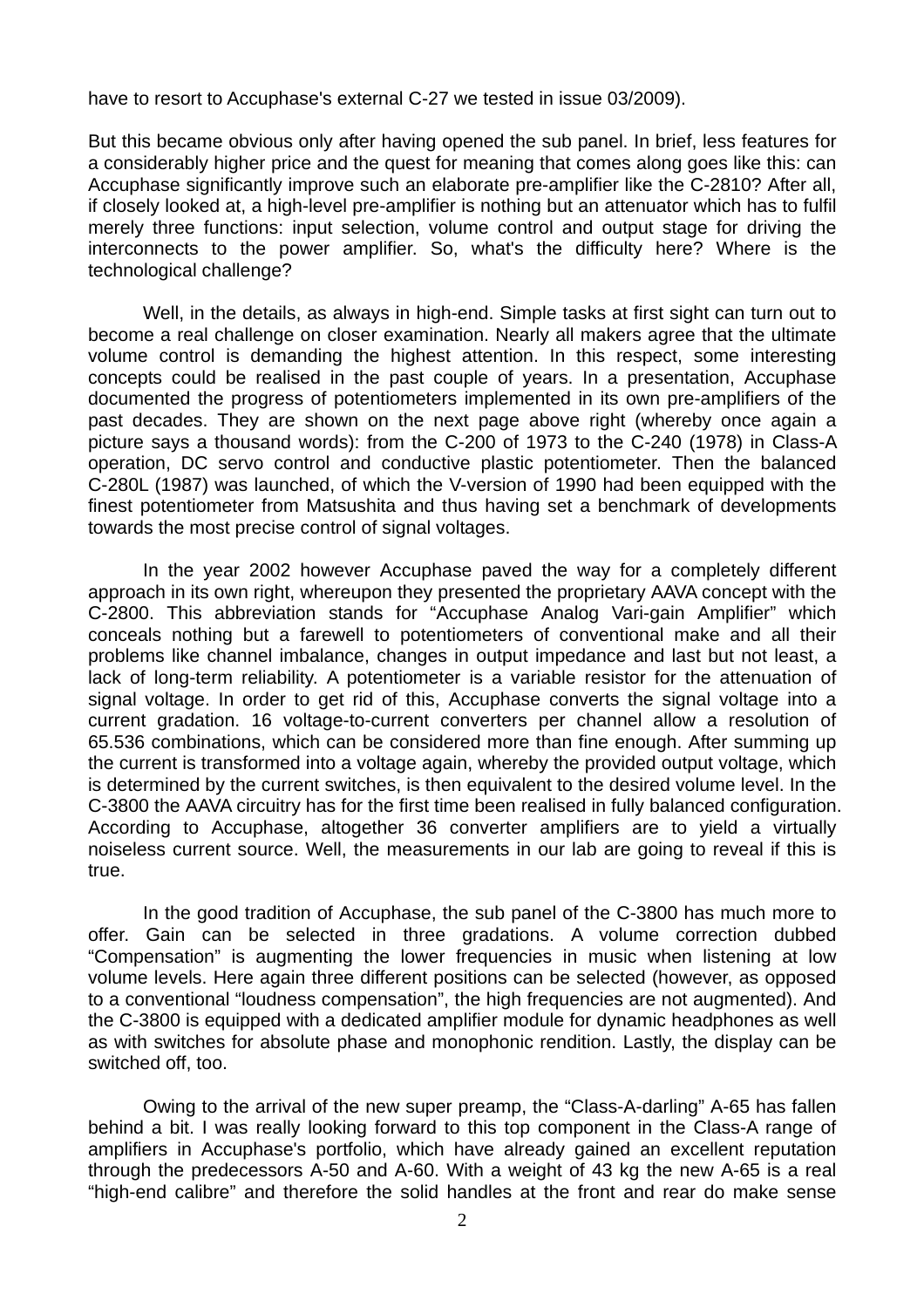have to resort to Accuphase's external C-27 we tested in issue 03/2009).

But this became obvious only after having opened the sub panel. In brief, less features for a considerably higher price and the quest for meaning that comes along goes like this: can Accuphase significantly improve such an elaborate pre-amplifier like the C-2810? After all, if closely looked at, a high-level pre-amplifier is nothing but an attenuator which has to fulfil merely three functions: input selection, volume control and output stage for driving the interconnects to the power amplifier. So, what's the difficulty here? Where is the technological challenge?

Well, in the details, as always in high-end. Simple tasks at first sight can turn out to become a real challenge on closer examination. Nearly all makers agree that the ultimate volume control is demanding the highest attention. In this respect, some interesting concepts could be realised in the past couple of years. In a presentation, Accuphase documented the progress of potentiometers implemented in its own pre-amplifiers of the past decades. They are shown on the next page above right (whereby once again a picture says a thousand words): from the C-200 of 1973 to the C-240 (1978) in Class-A operation, DC servo control and conductive plastic potentiometer. Then the balanced C-280L (1987) was launched, of which the V-version of 1990 had been equipped with the finest potentiometer from Matsushita and thus having set a benchmark of developments towards the most precise control of signal voltages.

In the year 2002 however Accuphase paved the way for a completely different approach in its own right, whereupon they presented the proprietary AAVA concept with the C-2800. This abbreviation stands for "Accuphase Analog Vari-gain Amplifier" which conceals nothing but a farewell to potentiometers of conventional make and all their problems like channel imbalance, changes in output impedance and last but not least, a lack of long-term reliability. A potentiometer is a variable resistor for the attenuation of signal voltage. In order to get rid of this, Accuphase converts the signal voltage into a current gradation. 16 voltage-to-current converters per channel allow a resolution of 65.536 combinations, which can be considered more than fine enough. After summing up the current is transformed into a voltage again, whereby the provided output voltage, which is determined by the current switches, is then equivalent to the desired volume level. In the C-3800 the AAVA circuitry has for the first time been realised in fully balanced configuration. According to Accuphase, altogether 36 converter amplifiers are to yield a virtually noiseless current source. Well, the measurements in our lab are going to reveal if this is true.

In the good tradition of Accuphase, the sub panel of the C-3800 has much more to offer. Gain can be selected in three gradations. A volume correction dubbed "Compensation" is augmenting the lower frequencies in music when listening at low volume levels. Here again three different positions can be selected (however, as opposed to a conventional "loudness compensation", the high frequencies are not augmented). And the C-3800 is equipped with a dedicated amplifier module for dynamic headphones as well as with switches for absolute phase and monophonic rendition. Lastly, the display can be switched off, too.

Owing to the arrival of the new super preamp, the "Class-A-darling" A-65 has fallen behind a bit. I was really looking forward to this top component in the Class-A range of amplifiers in Accuphase's portfolio, which have already gained an excellent reputation through the predecessors A-50 and A-60. With a weight of 43 kg the new A-65 is a real "high-end calibre" and therefore the solid handles at the front and rear do make sense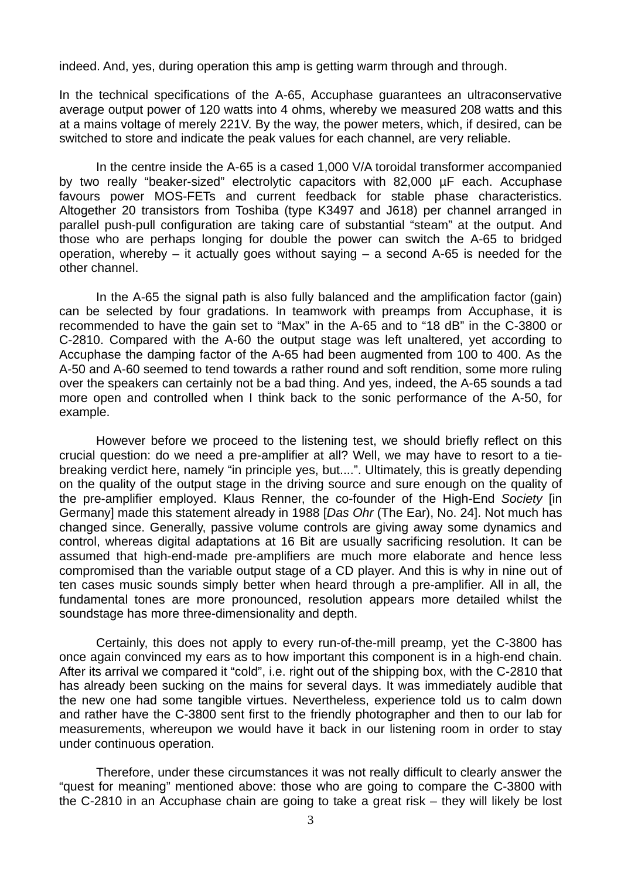indeed. And, yes, during operation this amp is getting warm through and through.

In the technical specifications of the A-65, Accuphase guarantees an ultraconservative average output power of 120 watts into 4 ohms, whereby we measured 208 watts and this at a mains voltage of merely 221V. By the way, the power meters, which, if desired, can be switched to store and indicate the peak values for each channel, are very reliable.

In the centre inside the A-65 is a cased 1,000 V/A toroidal transformer accompanied by two really "beaker-sized" electrolytic capacitors with 82,000 µF each. Accuphase favours power MOS-FETs and current feedback for stable phase characteristics. Altogether 20 transistors from Toshiba (type K3497 and J618) per channel arranged in parallel push-pull configuration are taking care of substantial "steam" at the output. And those who are perhaps longing for double the power can switch the A-65 to bridged operation, whereby – it actually goes without saying – a second A-65 is needed for the other channel.

In the A-65 the signal path is also fully balanced and the amplification factor (gain) can be selected by four gradations. In teamwork with preamps from Accuphase, it is recommended to have the gain set to "Max" in the A-65 and to "18 dB" in the C-3800 or C-2810. Compared with the A-60 the output stage was left unaltered, yet according to Accuphase the damping factor of the A-65 had been augmented from 100 to 400. As the A-50 and A-60 seemed to tend towards a rather round and soft rendition, some more ruling over the speakers can certainly not be a bad thing. And yes, indeed, the A-65 sounds a tad more open and controlled when I think back to the sonic performance of the A-50, for example.

However before we proceed to the listening test, we should briefly reflect on this crucial question: do we need a pre-amplifier at all? Well, we may have to resort to a tie-breaking verdict here, namely "in principle yes, but....". Ultimately, this is greatly depending on the quality of the output stage in the driving source and sure enough on the quality of the pre-amplifier employed. Klaus Renner, the co-founder of the High-End *Society* [in Germany] made this statement already in 1988 [*Das Ohr* (The Ear), No. 24]. Not much has changed since. Generally, passive volume controls are giving away some dynamics and control, whereas digital adaptations at 16 Bit are usually sacrificing resolution. It can be assumed that high-end-made pre-amplifiers are much more elaborate and hence less compromised than the variable output stage of a CD player. And this is why in nine out of ten cases music sounds simply better when heard through a pre-amplifier. All in all, the fundamental tones are more pronounced, resolution appears more detailed whilst the soundstage has more three-dimensionality and depth.

Certainly, this does not apply to every run-of-the-mill preamp, yet the C-3800 has once again convinced my ears as to how important this component is in a high-end chain. After its arrival we compared it "cold", i.e. right out of the shipping box, with the C-2810 that has already been sucking on the mains for several days. It was immediately audible that the new one had some tangible virtues. Nevertheless, experience told us to calm down and rather have the C-3800 sent first to the friendly photographer and then to our lab for measurements, whereupon we would have it back in our listening room in order to stay under continuous operation.

Therefore, under these circumstances it was not really difficult to clearly answer the "quest for meaning" mentioned above: those who are going to compare the C-3800 with the C-2810 in an Accuphase chain are going to take a great risk – they will likely be lost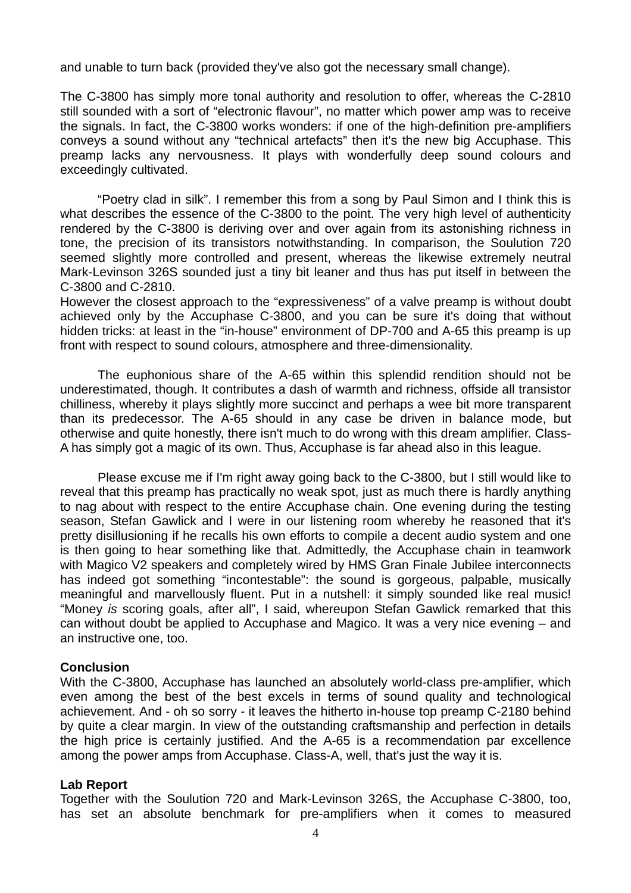and unable to turn back (provided they've also got the necessary small change).

The C-3800 has simply more tonal authority and resolution to offer, whereas the C-2810 still sounded with a sort of "electronic flavour", no matter which power amp was to receive the signals. In fact, the C-3800 works wonders: if one of the high-definition pre-amplifiers conveys a sound without any "technical artefacts" then it's the new big Accuphase. This preamp lacks any nervousness. It plays with wonderfully deep sound colours and exceedingly cultivated.

"Poetry clad in silk". I remember this from a song by Paul Simon and I think this is what describes the essence of the C-3800 to the point. The very high level of authenticity rendered by the C-3800 is deriving over and over again from its astonishing richness in tone, the precision of its transistors notwithstanding. In comparison, the Soulution 720 seemed slightly more controlled and present, whereas the likewise extremely neutral Mark-Levinson 326S sounded just a tiny bit leaner and thus has put itself in between the C-3800 and C-2810.
However the closest approach to the "expressiveness" of a valve preamp is without doubt achieved only by the Accuphase C-3800, and you can be sure it's doing that without hidden tricks: at least in the "in-house" environment of DP-700 and A-65 this preamp is up front with respect to sound colours, atmosphere and three-dimensionality.

The euphonious share of the A-65 within this splendid rendition should not be underestimated, though. It contributes a dash of warmth and richness, offside all transistor chilliness, whereby it plays slightly more succinct and perhaps a wee bit more transparent than its predecessor. The A-65 should in any case be driven in balance mode, but otherwise and quite honestly, there isn't much to do wrong with this dream amplifier. Class-A has simply got a magic of its own. Thus, Accuphase is far ahead also in this league.

Please excuse me if I'm right away going back to the C-3800, but I still would like to reveal that this preamp has practically no weak spot, just as much there is hardly anything to nag about with respect to the entire Accuphase chain. One evening during the testing season, Stefan Gawlick and I were in our listening room whereby he reasoned that it's pretty disillusioning if he recalls his own efforts to compile a decent audio system and one is then going to hear something like that. Admittedly, the Accuphase chain in teamwork with Magico V2 speakers and completely wired by HMS Gran Finale Jubilee interconnects has indeed got something "incontestable": the sound is gorgeous, palpable, musically meaningful and marvellously fluent. Put in a nutshell: it simply sounded like real music! "Money *is* scoring goals, after all", I said, whereupon Stefan Gawlick remarked that this can without doubt be applied to Accuphase and Magico. It was a very nice evening – and an instructive one, too.

**Conclusion**
With the C-3800, Accuphase has launched an absolutely world-class pre-amplifier, which even among the best of the best excels in terms of sound quality and technological achievement. And - oh so sorry - it leaves the hitherto in-house top preamp C-2180 behind by quite a clear margin. In view of the outstanding craftsmanship and perfection in details the high price is certainly justified. And the A-65 is a recommendation par excellence among the power amps from Accuphase. Class-A, well, that's just the way it is.

**Lab Report**
Together with the Soulution 720 and Mark-Levinson 326S, the Accuphase C-3800, too, has set an absolute benchmark for pre-amplifiers when it comes to measured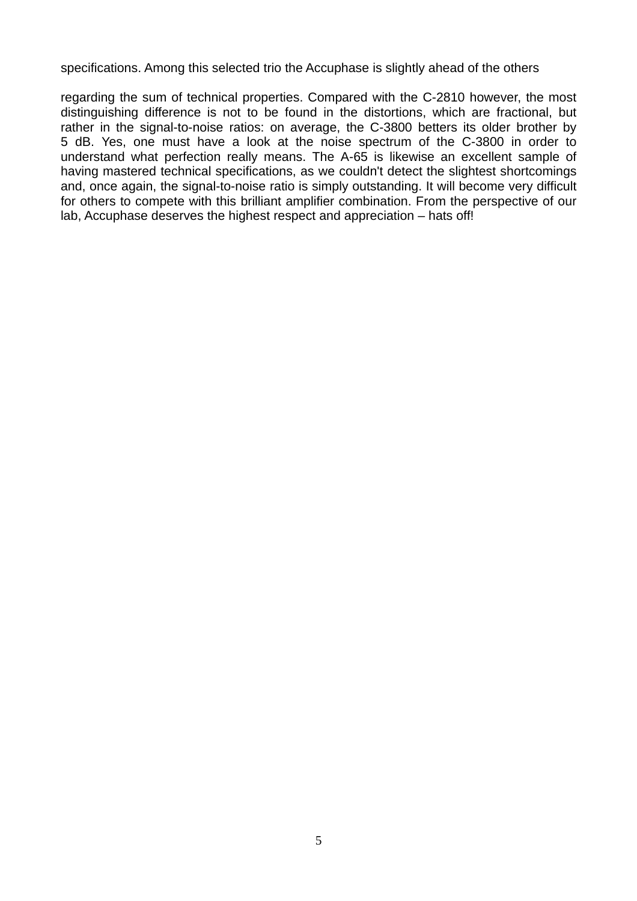specifications. Among this selected trio the Accuphase is slightly ahead of the others

regarding the sum of technical properties. Compared with the C-2810 however, the most distinguishing difference is not to be found in the distortions, which are fractional, but rather in the signal-to-noise ratios: on average, the C-3800 betters its older brother by 5 dB. Yes, one must have a look at the noise spectrum of the C-3800 in order to understand what perfection really means. The A-65 is likewise an excellent sample of having mastered technical specifications, as we couldn't detect the slightest shortcomings and, once again, the signal-to-noise ratio is simply outstanding. It will become very difficult for others to compete with this brilliant amplifier combination. From the perspective of our lab, Accuphase deserves the highest respect and appreciation – hats off!